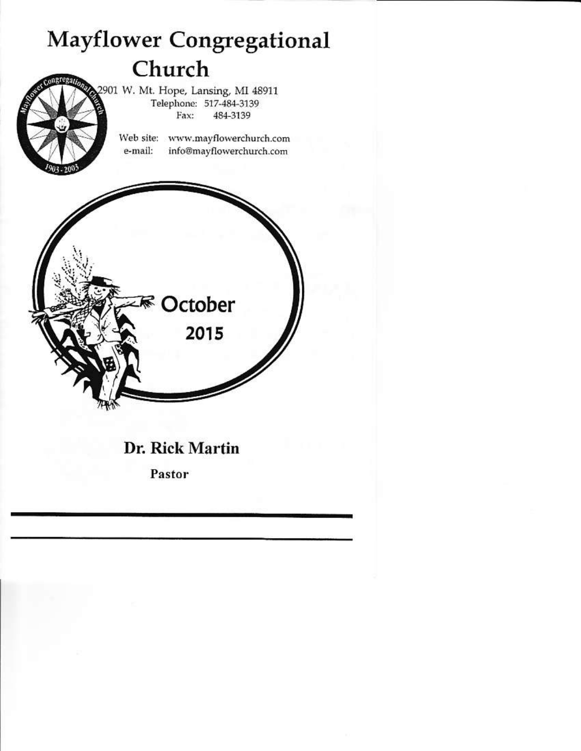# Mayflower Congregational Church

2901 W. Mt. Hope, Lansing, MI 48911
Telephone: 517-484-3139
Fax: 484-3139

Web site: www.mayflowerchurch.com
e-mail: info@mayflowerchurch.com

October
2015

## Dr. Rick Martin

**Pastor**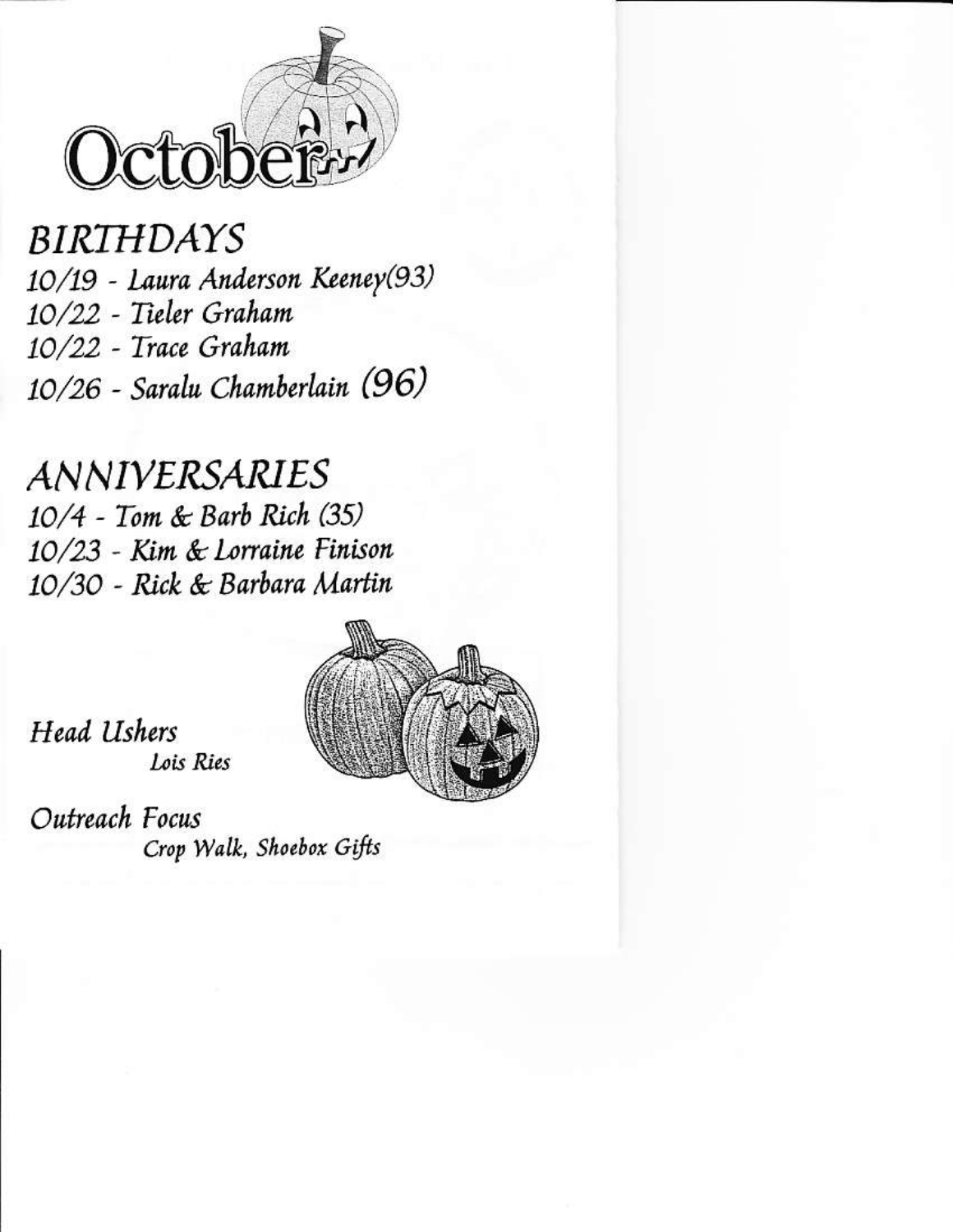# October

## BIRTHDAYS

10/19 - Laura Anderson Keeney(93)
10/22 - Tieler Graham
10/22 - Trace Graham
10/26 - Saralu Chamberlain (96)

## ANNIVERSARIES

10/4 - Tom & Barb Rich (35)
10/23 - Kim & Lorraine Finison
10/30 - Rick & Barbara Martin

*Head Ushers*
*Lois Ries*

*Outreach Focus*
*Crop Walk, Shoebox Gifts*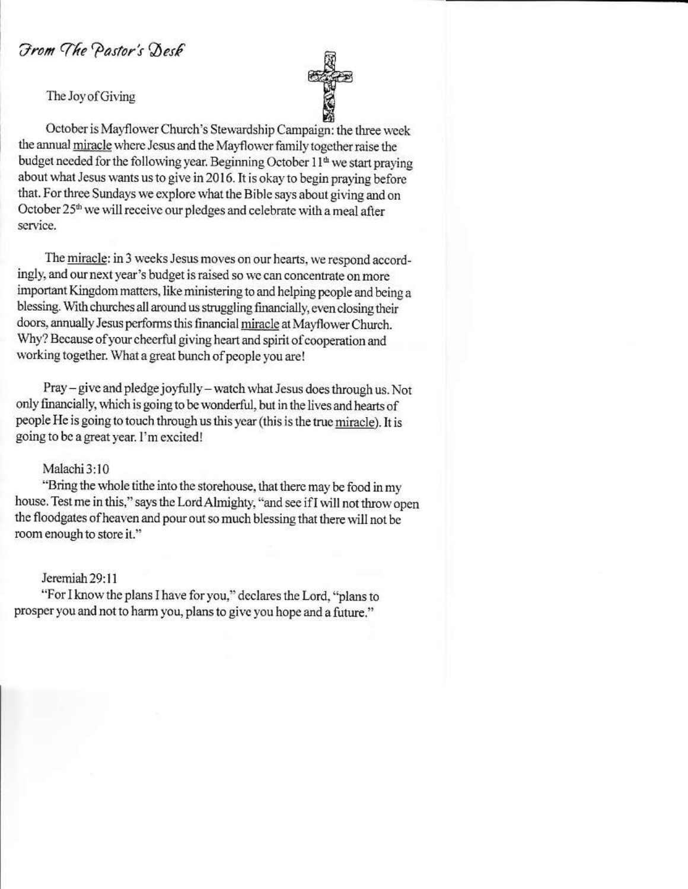# *From The Pastor's Desk*

The Joy of Giving

October is Mayflower Church's Stewardship Campaign: the three week the annual miracle where Jesus and the Mayflower family together raise the budget needed for the following year. Beginning October 11th we start praying about what Jesus wants us to give in 2016. It is okay to begin praying before that. For three Sundays we explore what the Bible says about giving and on October 25th we will receive our pledges and celebrate with a meal after service.

The miracle: in 3 weeks Jesus moves on our hearts, we respond accordingly, and our next year's budget is raised so we can concentrate on more important Kingdom matters, like ministering to and helping people and being a blessing. With churches all around us struggling financially, even closing their doors, annually Jesus performs this financial miracle at Mayflower Church. Why? Because of your cheerful giving heart and spirit of cooperation and working together. What a great bunch of people you are!

Pray – give and pledge joyfully – watch what Jesus does through us. Not only financially, which is going to be wonderful, but in the lives and hearts of people He is going to touch through us this year (this is the true miracle). It is going to be a great year. I'm excited!

Malachi 3:10
"Bring the whole tithe into the storehouse, that there may be food in my house. Test me in this," says the Lord Almighty, "and see if I will not throw open the floodgates of heaven and pour out so much blessing that there will not be room enough to store it."

Jeremiah 29:11
"For I know the plans I have for you," declares the Lord, "plans to prosper you and not to harm you, plans to give you hope and a future."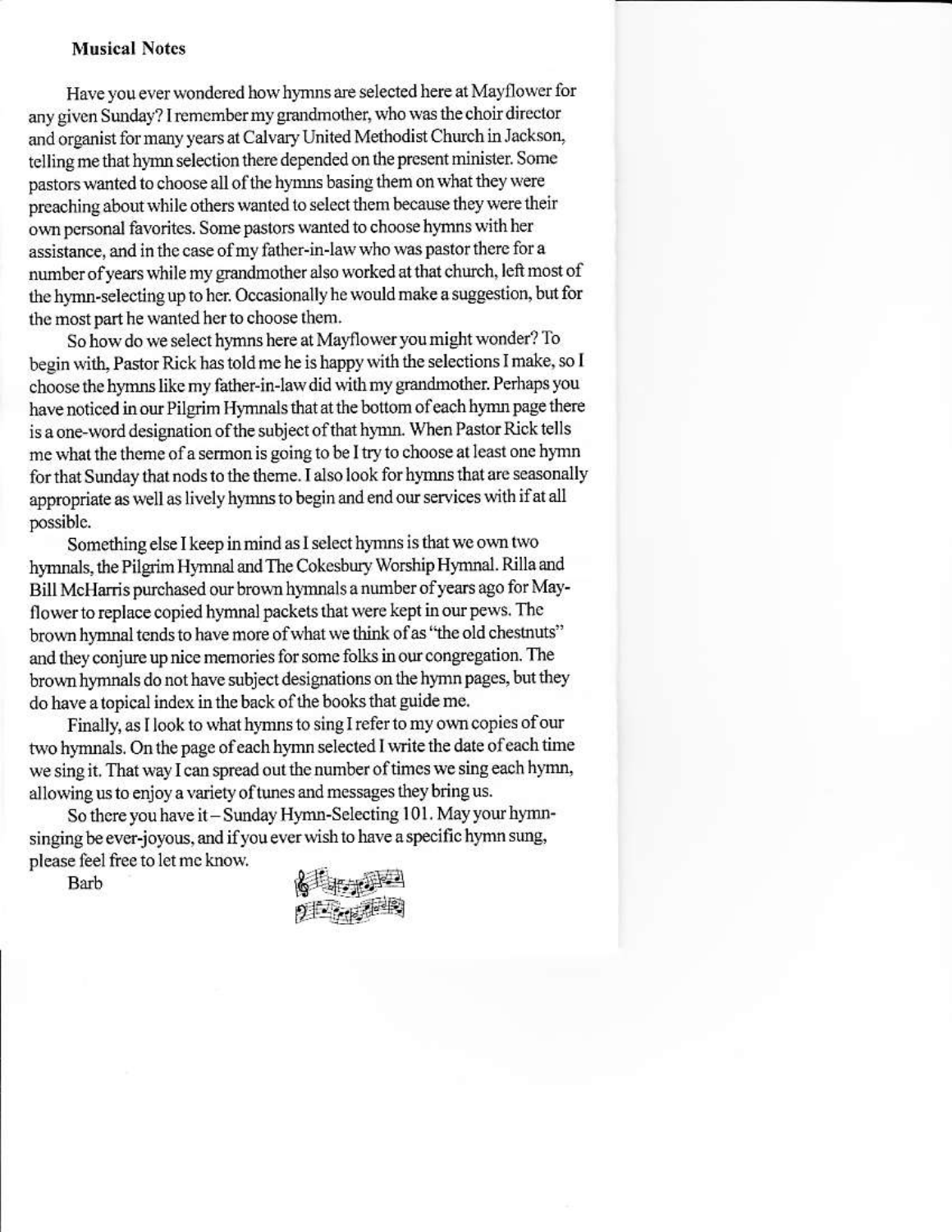**Musical Notes**

Have you ever wondered how hymns are selected here at Mayflower for any given Sunday? I remember my grandmother, who was the choir director and organist for many years at Calvary United Methodist Church in Jackson, telling me that hymn selection there depended on the present minister. Some pastors wanted to choose all of the hymns basing them on what they were preaching about while others wanted to select them because they were their own personal favorites. Some pastors wanted to choose hymns with her assistance, and in the case of my father-in-law who was pastor there for a number of years while my grandmother also worked at that church, left most of the hymn-selecting up to her. Occasionally he would make a suggestion, but for the most part he wanted her to choose them.

So how do we select hymns here at Mayflower you might wonder? To begin with, Pastor Rick has told me he is happy with the selections I make, so I choose the hymns like my father-in-law did with my grandmother. Perhaps you have noticed in our Pilgrim Hymnals that at the bottom of each hymn page there is a one-word designation of the subject of that hymn. When Pastor Rick tells me what the theme of a sermon is going to be I try to choose at least one hymn for that Sunday that nods to the theme. I also look for hymns that are seasonally appropriate as well as lively hymns to begin and end our services with if at all possible.

Something else I keep in mind as I select hymns is that we own two hymnals, the Pilgrim Hymnal and The Cokesbury Worship Hymnal. Rilla and Bill McHarris purchased our brown hymnals a number of years ago for Mayflower to replace copied hymnal packets that were kept in our pews. The brown hymnal tends to have more of what we think of as "the old chestnuts" and they conjure up nice memories for some folks in our congregation. The brown hymnals do not have subject designations on the hymn pages, but they do have a topical index in the back of the books that guide me.

Finally, as I look to what hymns to sing I refer to my own copies of our two hymnals. On the page of each hymn selected I write the date of each time we sing it. That way I can spread out the number of times we sing each hymn, allowing us to enjoy a variety of tunes and messages they bring us.

So there you have it – Sunday Hymn-Selecting 101. May your hymn-singing be ever-joyous, and if you ever wish to have a specific hymn sung, please feel free to let me know.

Barb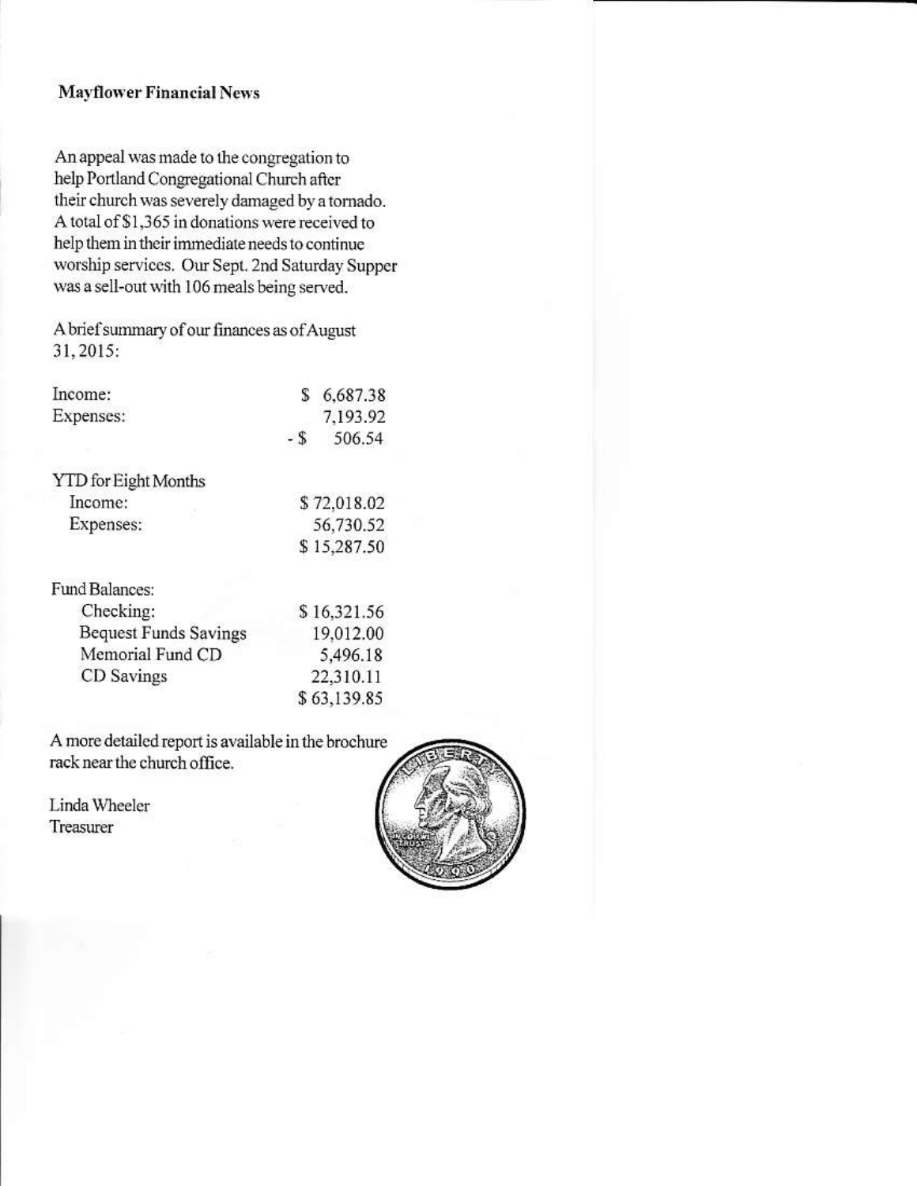## Mayflower Financial News

An appeal was made to the congregation to help Portland Congregational Church after their church was severely damaged by a tornado. A total of $1,365 in donations were received to help them in their immediate needs to continue worship services. Our Sept. 2nd Saturday Supper was a sell-out with 106 meals being served.

A brief summary of our finances as of August 31, 2015:

| | |
|---|---|
| Income: | $ 6,687.38 |
| Expenses: | 7,193.92 |
| | - $ 506.54 |

| | |
|---|---|
| YTD for Eight Months | |
| Income: | $ 72,018.02 |
| Expenses: | 56,730.52 |
| | $ 15,287.50 |

| | |
|---|---|
| Fund Balances: | |
| Checking: | $ 16,321.56 |
| Bequest Funds Savings | 19,012.00 |
| Memorial Fund CD | 5,496.18 |
| CD Savings | 22,310.11 |
| | $ 63,139.85 |

A more detailed report is available in the brochure rack near the church office.

Linda Wheeler
Treasurer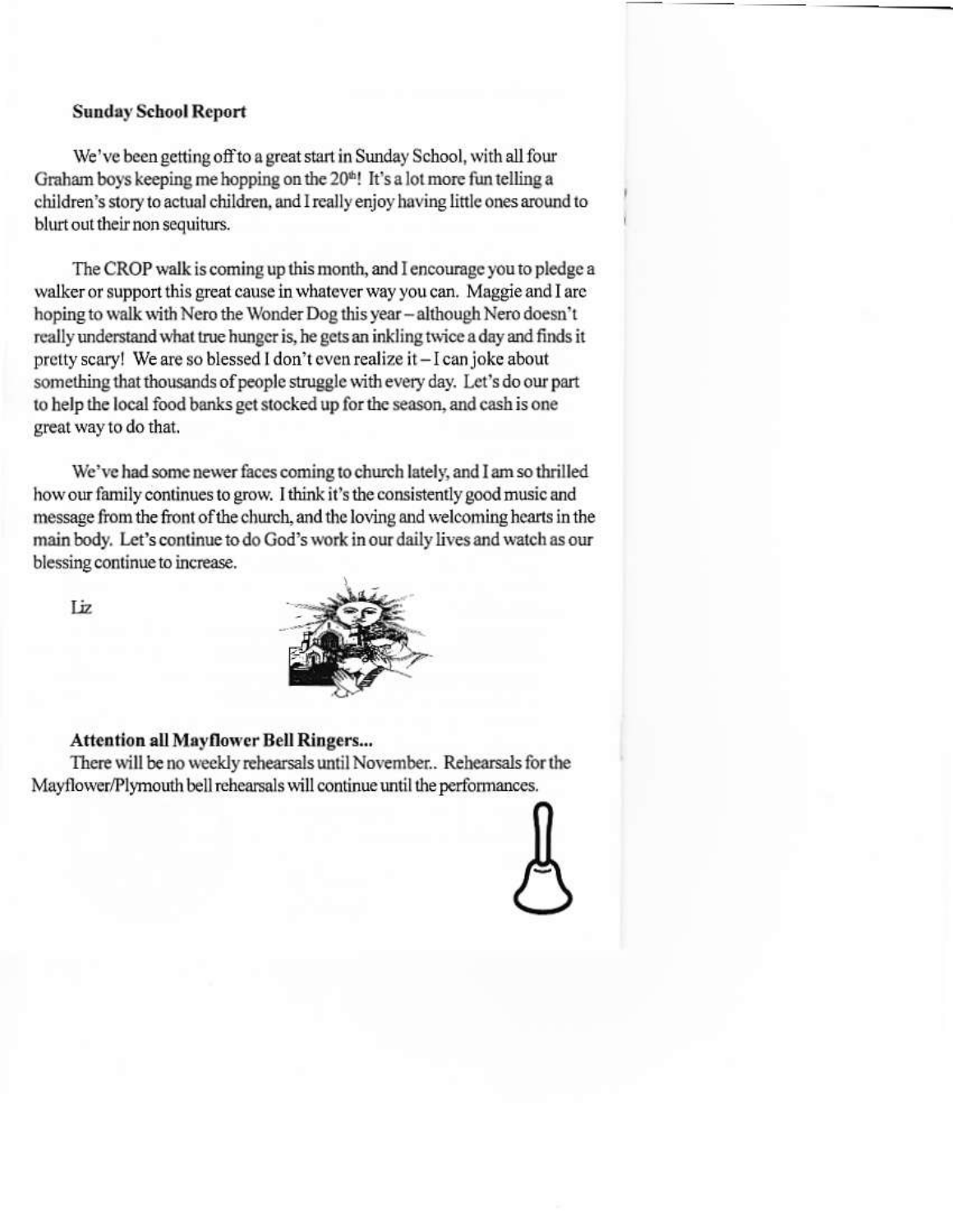**Sunday School Report**

We've been getting off to a great start in Sunday School, with all four Graham boys keeping me hopping on the 20th! It's a lot more fun telling a children's story to actual children, and I really enjoy having little ones around to blurt out their non sequiturs.

The CROP walk is coming up this month, and I encourage you to pledge a walker or support this great cause in whatever way you can. Maggie and I are hoping to walk with Nero the Wonder Dog this year – although Nero doesn't really understand what true hunger is, he gets an inkling twice a day and finds it pretty scary! We are so blessed I don't even realize it – I can joke about something that thousands of people struggle with every day. Let's do our part to help the local food banks get stocked up for the season, and cash is one great way to do that.

We've had some newer faces coming to church lately, and I am so thrilled how our family continues to grow. I think it's the consistently good music and message from the front of the church, and the loving and welcoming hearts in the main body. Let's continue to do God's work in our daily lives and watch as our blessing continue to increase.

Liz

**Attention all Mayflower Bell Ringers...**

There will be no weekly rehearsals until November.. Rehearsals for the Mayflower/Plymouth bell rehearsals will continue until the performances.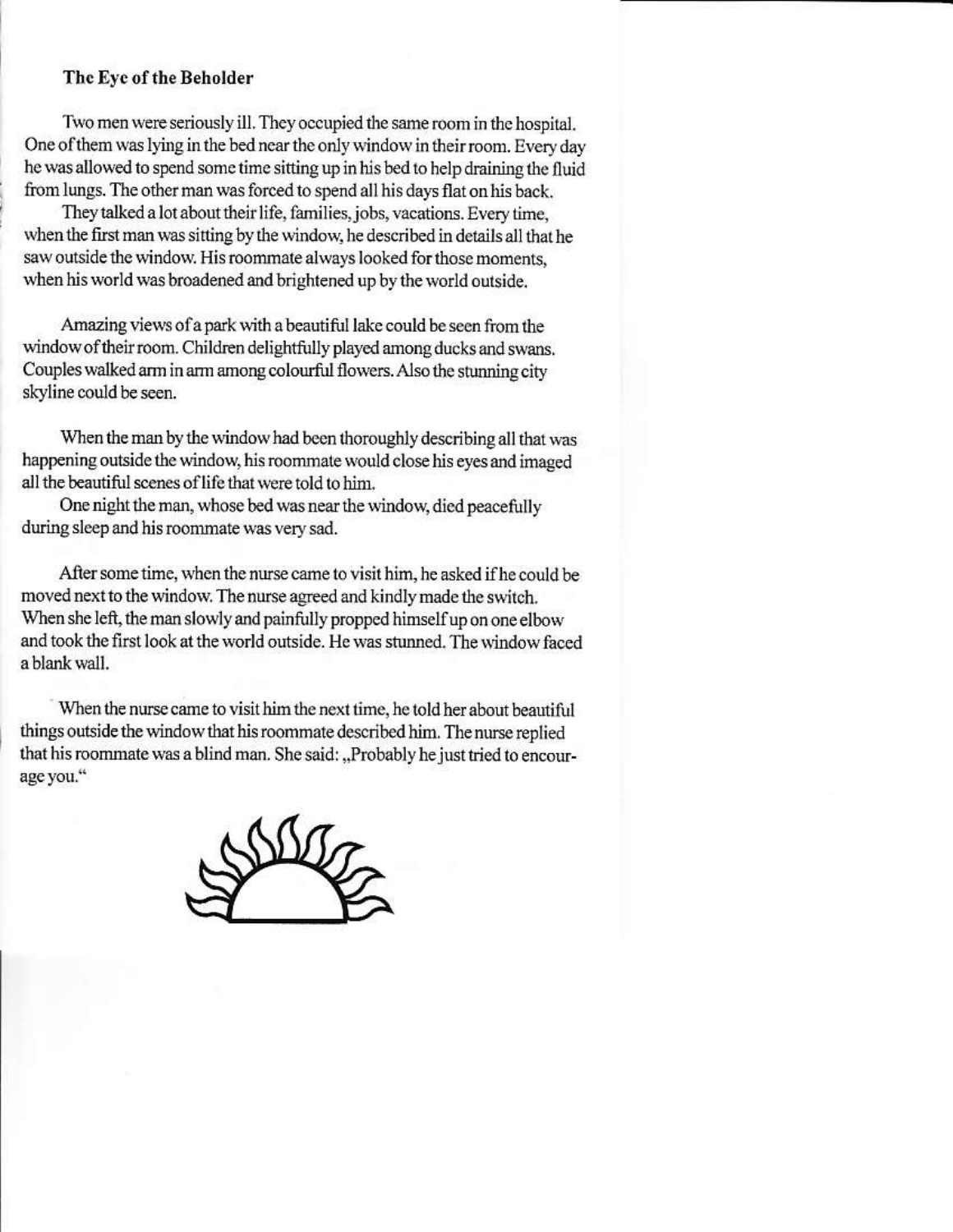**The Eye of the Beholder**

Two men were seriously ill. They occupied the same room in the hospital. One of them was lying in the bed near the only window in their room. Every day he was allowed to spend some time sitting up in his bed to help draining the fluid from lungs. The other man was forced to spend all his days flat on his back.

They talked a lot about their life, families, jobs, vacations. Every time, when the first man was sitting by the window, he described in details all that he saw outside the window. His roommate always looked for those moments, when his world was broadened and brightened up by the world outside.

Amazing views of a park with a beautiful lake could be seen from the window of their room. Children delightfully played among ducks and swans. Couples walked arm in arm among colourful flowers. Also the stunning city skyline could be seen.

When the man by the window had been thoroughly describing all that was happening outside the window, his roommate would close his eyes and imaged all the beautiful scenes of life that were told to him.

One night the man, whose bed was near the window, died peacefully during sleep and his roommate was very sad.

After some time, when the nurse came to visit him, he asked if he could be moved next to the window. The nurse agreed and kindly made the switch. When she left, the man slowly and painfully propped himself up on one elbow and took the first look at the world outside. He was stunned. The window faced a blank wall.

When the nurse came to visit him the next time, he told her about beautiful things outside the window that his roommate described him. The nurse replied that his roommate was a blind man. She said: „Probably he just tried to encourage you."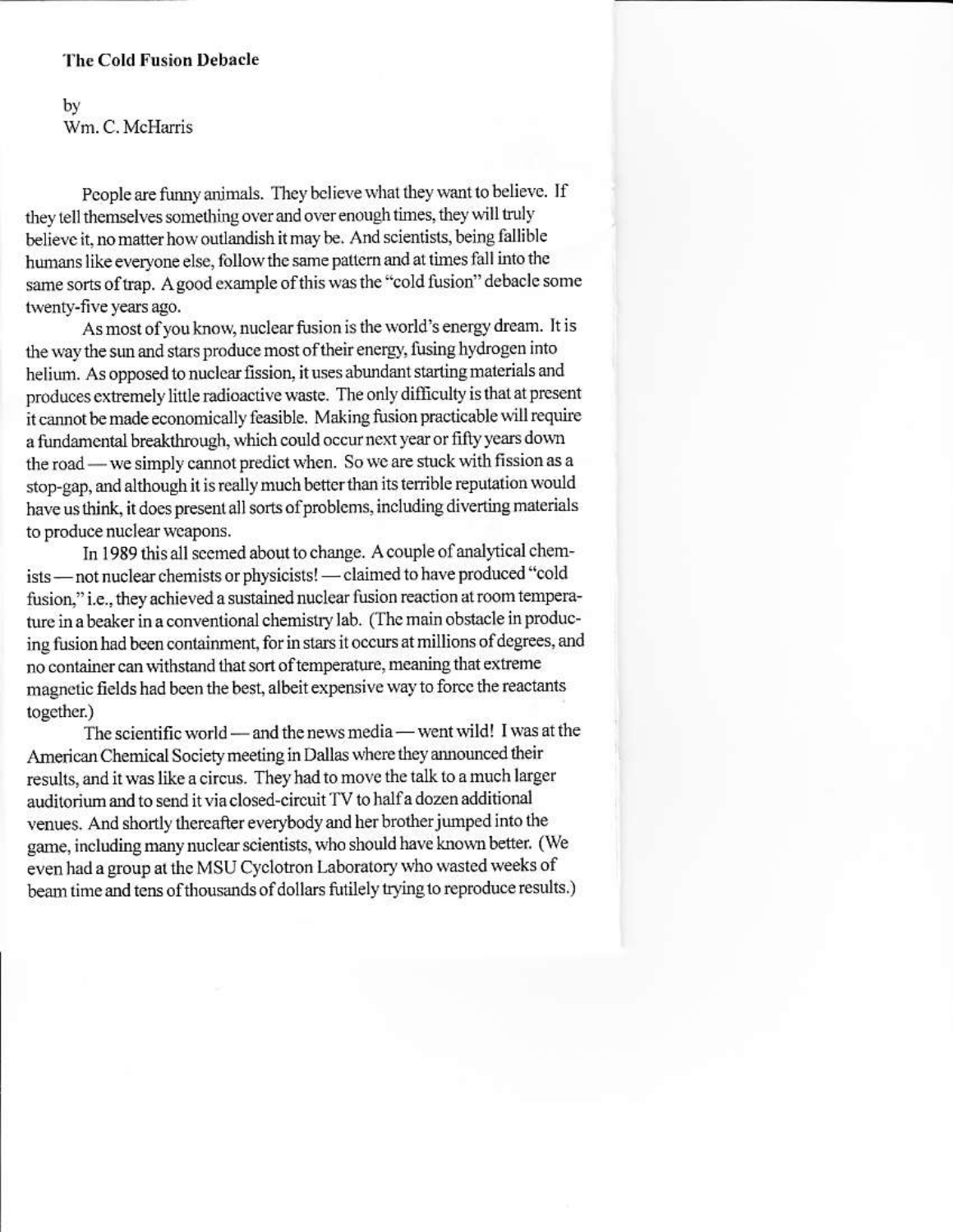**The Cold Fusion Debacle**

by
Wm. C. McHarris

People are funny animals. They believe what they want to believe. If they tell themselves something over and over enough times, they will truly believe it, no matter how outlandish it may be. And scientists, being fallible humans like everyone else, follow the same pattern and at times fall into the same sorts of trap. A good example of this was the "cold fusion" debacle some twenty-five years ago.

As most of you know, nuclear fusion is the world's energy dream. It is the way the sun and stars produce most of their energy, fusing hydrogen into helium. As opposed to nuclear fission, it uses abundant starting materials and produces extremely little radioactive waste. The only difficulty is that at present it cannot be made economically feasible. Making fusion practicable will require a fundamental breakthrough, which could occur next year or fifty years down the road — we simply cannot predict when. So we are stuck with fission as a stop-gap, and although it is really much better than its terrible reputation would have us think, it does present all sorts of problems, including diverting materials to produce nuclear weapons.

In 1989 this all seemed about to change. A couple of analytical chemists — not nuclear chemists or physicists! — claimed to have produced "cold fusion," i.e., they achieved a sustained nuclear fusion reaction at room temperature in a beaker in a conventional chemistry lab. (The main obstacle in producing fusion had been containment, for in stars it occurs at millions of degrees, and no container can withstand that sort of temperature, meaning that extreme magnetic fields had been the best, albeit expensive way to force the reactants together.)

The scientific world — and the news media — went wild! I was at the American Chemical Society meeting in Dallas where they announced their results, and it was like a circus. They had to move the talk to a much larger auditorium and to send it via closed-circuit TV to half a dozen additional venues. And shortly thereafter everybody and her brother jumped into the game, including many nuclear scientists, who should have known better. (We even had a group at the MSU Cyclotron Laboratory who wasted weeks of beam time and tens of thousands of dollars futilely trying to reproduce results.)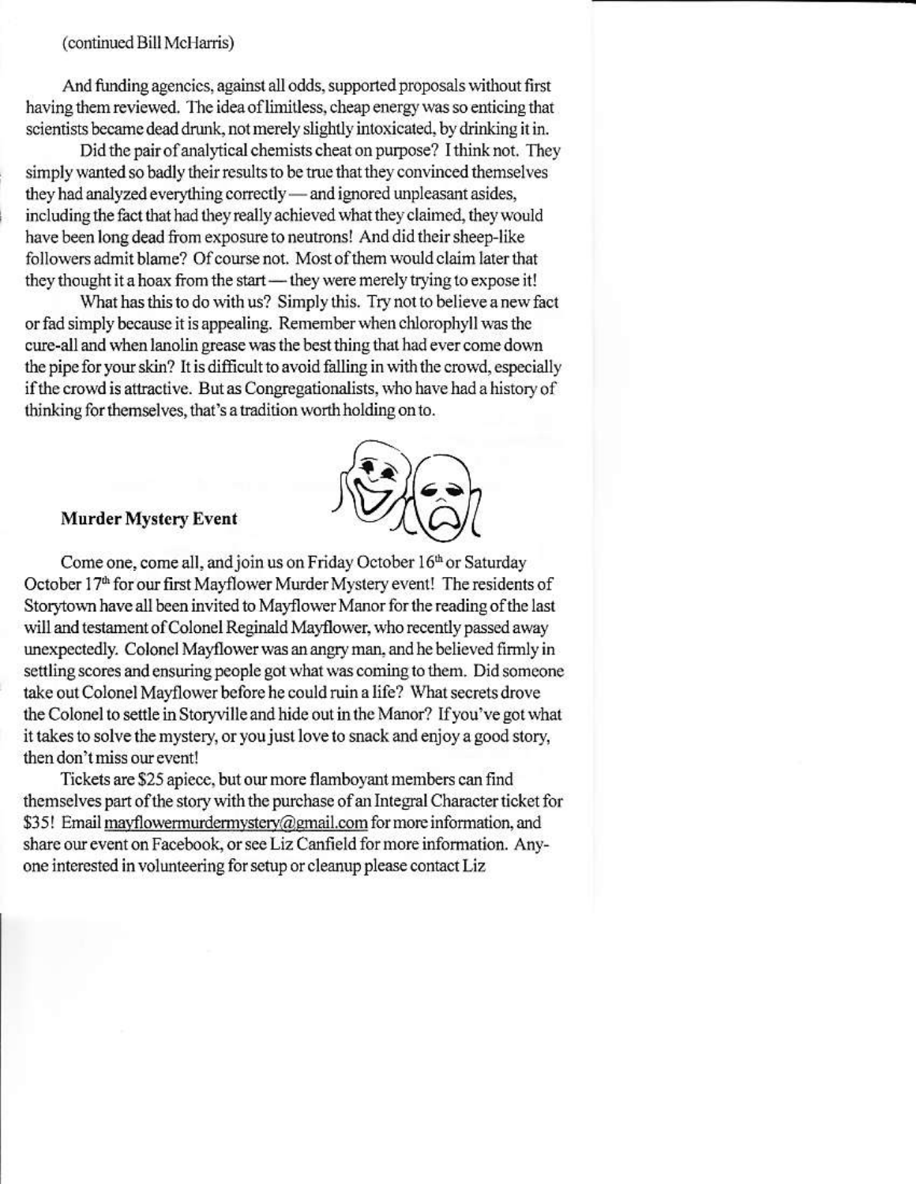(continued Bill McHarris)

And funding agencies, against all odds, supported proposals without first having them reviewed. The idea of limitless, cheap energy was so enticing that scientists became dead drunk, not merely slightly intoxicated, by drinking it in.

Did the pair of analytical chemists cheat on purpose? I think not. They simply wanted so badly their results to be true that they convinced themselves they had analyzed everything correctly — and ignored unpleasant asides, including the fact that had they really achieved what they claimed, they would have been long dead from exposure to neutrons! And did their sheep-like followers admit blame? Of course not. Most of them would claim later that they thought it a hoax from the start — they were merely trying to expose it!

What has this to do with us? Simply this. Try not to believe a new fact or fad simply because it is appealing. Remember when chlorophyll was the cure-all and when lanolin grease was the best thing that had ever come down the pipe for your skin? It is difficult to avoid falling in with the crowd, especially if the crowd is attractive. But as Congregationalists, who have had a history of thinking for themselves, that's a tradition worth holding on to.

**Murder Mystery Event**

Come one, come all, and join us on Friday October 16th or Saturday October 17th for our first Mayflower Murder Mystery event! The residents of Storytown have all been invited to Mayflower Manor for the reading of the last will and testament of Colonel Reginald Mayflower, who recently passed away unexpectedly. Colonel Mayflower was an angry man, and he believed firmly in settling scores and ensuring people got what was coming to them. Did someone take out Colonel Mayflower before he could ruin a life? What secrets drove the Colonel to settle in Storyville and hide out in the Manor? If you've got what it takes to solve the mystery, or you just love to snack and enjoy a good story, then don't miss our event!

Tickets are $25 apiece, but our more flamboyant members can find themselves part of the story with the purchase of an Integral Character ticket for $35! Email mayflowermurdermystery@gmail.com for more information, and share our event on Facebook, or see Liz Canfield for more information. Anyone interested in volunteering for setup or cleanup please contact Liz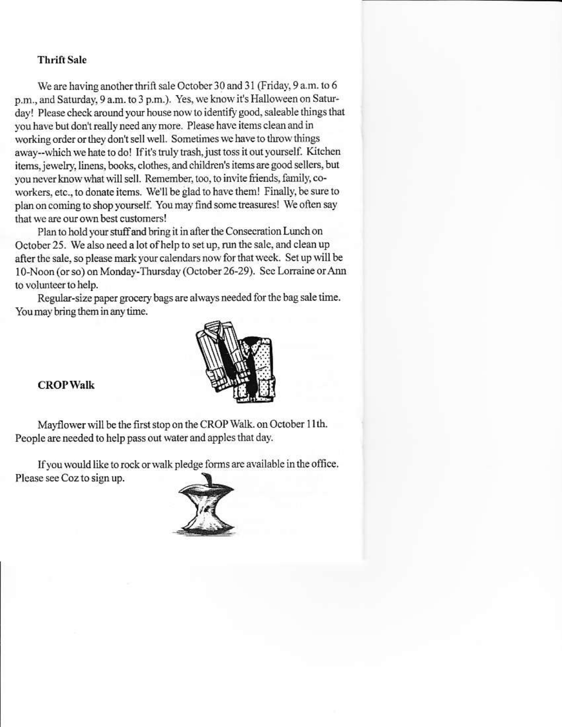**Thrift Sale**

We are having another thrift sale October 30 and 31 (Friday, 9 a.m. to 6 p.m., and Saturday, 9 a.m. to 3 p.m.). Yes, we know it's Halloween on Saturday! Please check around your house now to identify good, saleable things that you have but don't really need any more. Please have items clean and in working order or they don't sell well. Sometimes we have to throw things away--which we hate to do! If it's truly trash, just toss it out yourself. Kitchen items, jewelry, linens, books, clothes, and children's items are good sellers, but you never know what will sell. Remember, too, to invite friends, family, co-workers, etc., to donate items. We'll be glad to have them! Finally, be sure to plan on coming to shop yourself. You may find some treasures! We often say that we are our own best customers!

Plan to hold your stuff and bring it in after the Consecration Lunch on October 25. We also need a lot of help to set up, run the sale, and clean up after the sale, so please mark your calendars now for that week. Set up will be 10-Noon (or so) on Monday-Thursday (October 26-29). See Lorraine or Ann to volunteer to help.

Regular-size paper grocery bags are always needed for the bag sale time. You may bring them in any time.

**CROP Walk**

Mayflower will be the first stop on the CROP Walk. on October 11th. People are needed to help pass out water and apples that day.

If you would like to rock or walk pledge forms are available in the office. Please see Coz to sign up.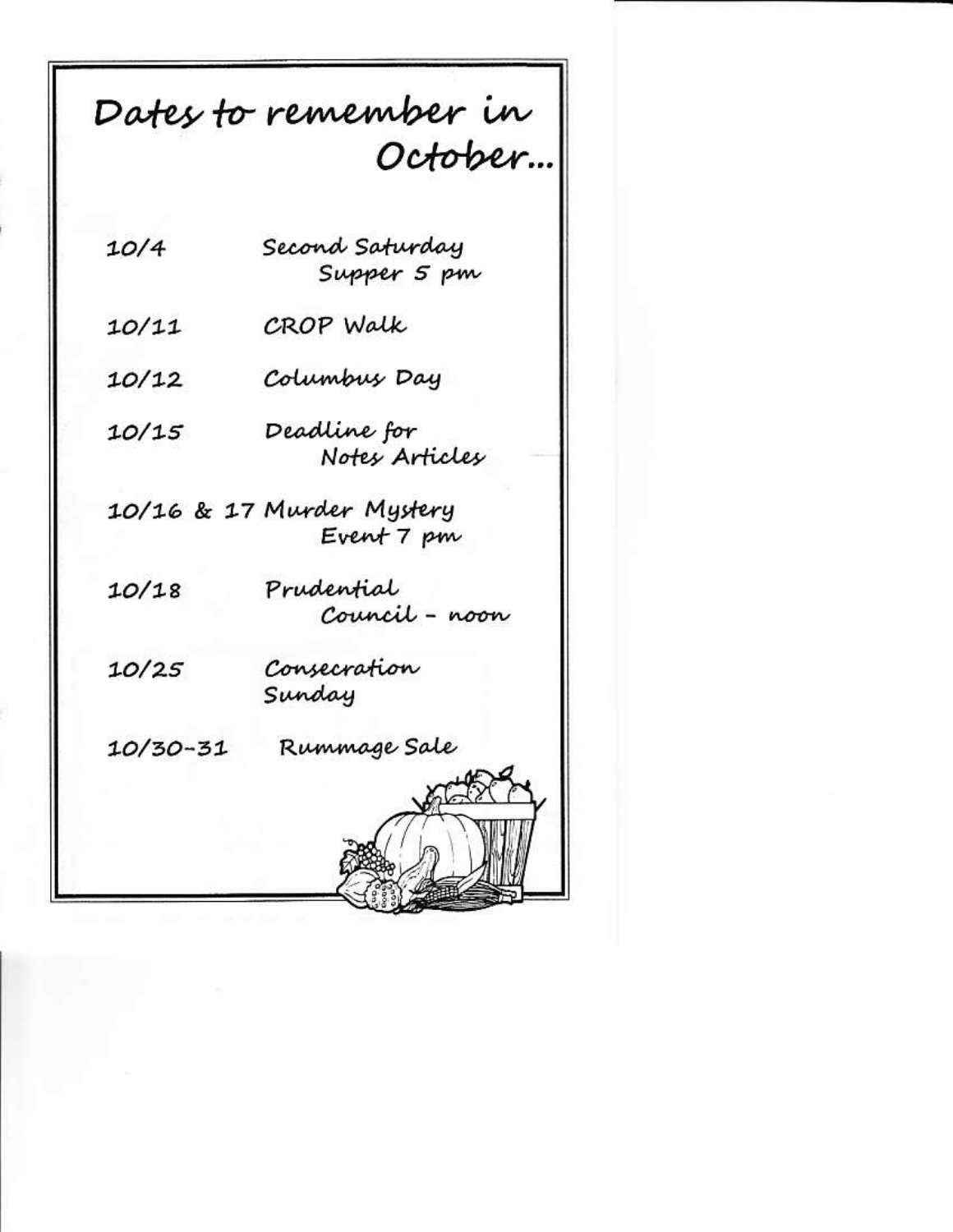# Dates to remember in October...

| | |
|---|---|
| 10/4 | Second Saturday Supper 5 pm |
| 10/11 | CROP Walk |
| 10/12 | Columbus Day |
| 10/15 | Deadline for Notes Articles |
| 10/16 & 17 | Murder Mystery Event 7 pm |
| 10/18 | Prudential Council - noon |
| 10/25 | Consecration Sunday |
| 10/30-31 | Rummage Sale |